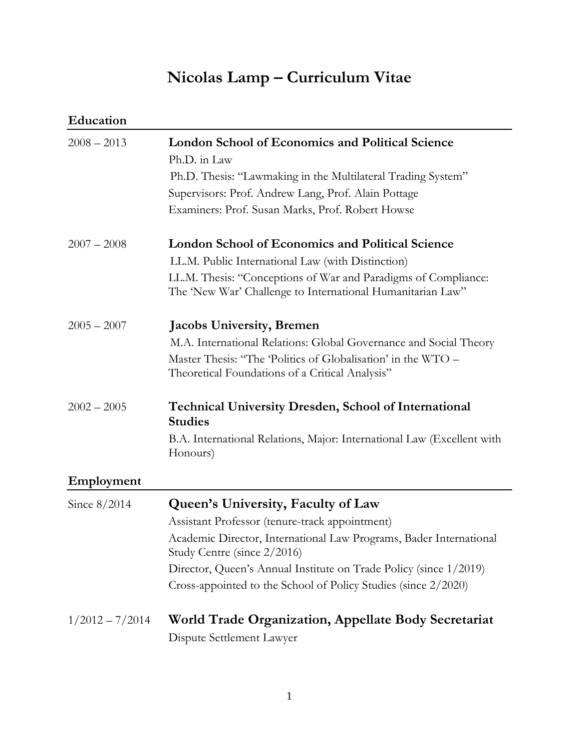# Nicolas Lamp – Curriculum Vitae

## Education

**2008 – 2013** — **London School of Economics and Political Science**

Ph.D. in Law

Ph.D. Thesis: "Lawmaking in the Multilateral Trading System"

Supervisors: Prof. Andrew Lang, Prof. Alain Pottage

Examiners: Prof. Susan Marks, Prof. Robert Howse

**2007 – 2008** — **London School of Economics and Political Science**

LL.M. Public International Law (with Distinction)

LL.M. Thesis: "Conceptions of War and Paradigms of Compliance: The 'New War' Challenge to International Humanitarian Law"

**2005 – 2007** — **Jacobs University, Bremen**

M.A. International Relations: Global Governance and Social Theory

Master Thesis: "The 'Politics of Globalisation' in the WTO – Theoretical Foundations of a Critical Analysis"

**2002 – 2005** — **Technical University Dresden, School of International Studies**

B.A. International Relations, Major: International Law (Excellent with Honours)

## Employment

**Since 8/2014** — **Queen's University, Faculty of Law**

Assistant Professor (tenure-track appointment)

Academic Director, International Law Programs, Bader International Study Centre (since 2/2016)

Director, Queen's Annual Institute on Trade Policy (since 1/2019)

Cross-appointed to the School of Policy Studies (since 2/2020)

**1/2012 – 7/2014** — **World Trade Organization, Appellate Body Secretariat**

Dispute Settlement Lawyer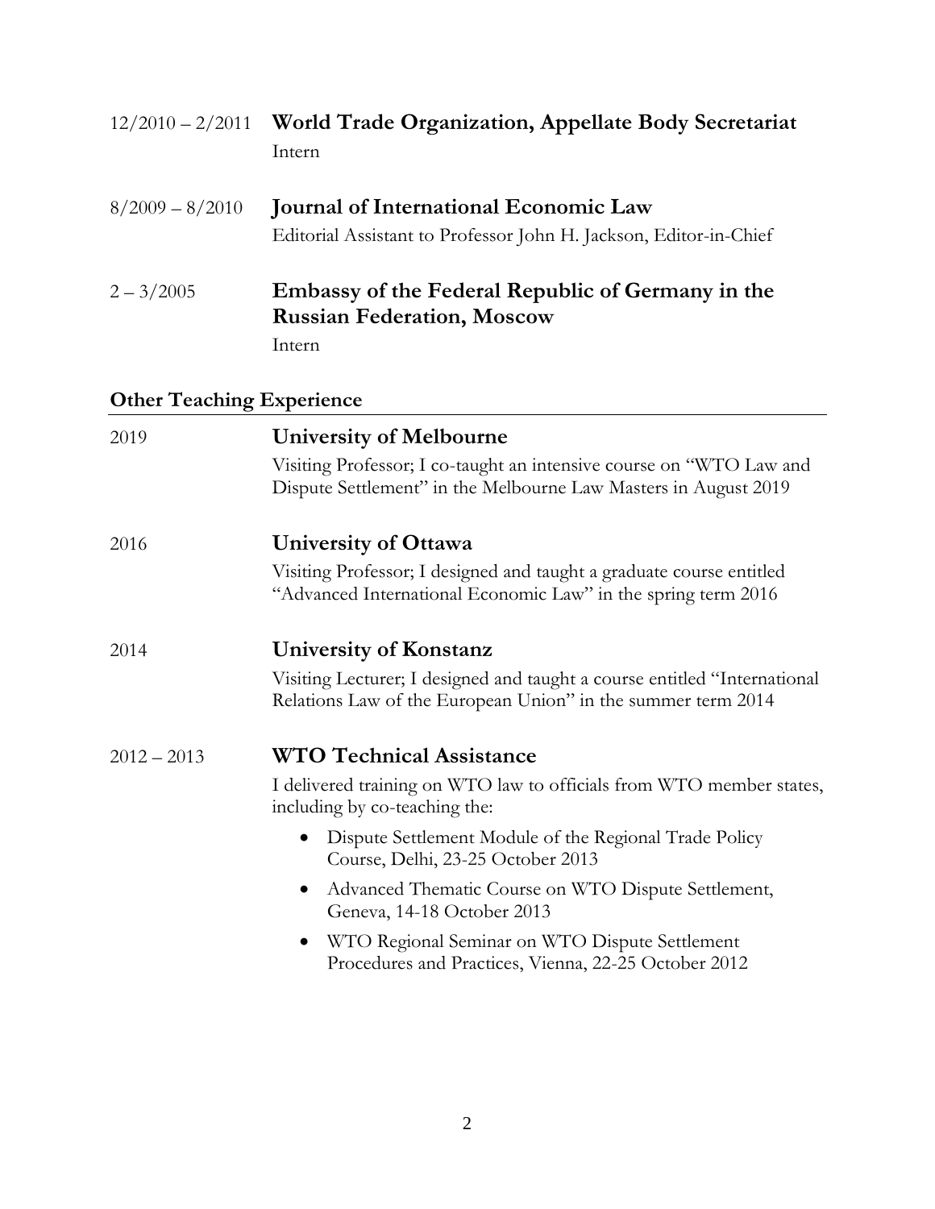12/2010 – 2/2011 **World Trade Organization, Appellate Body Secretariat**
Intern

8/2009 – 8/2010 **Journal of International Economic Law**
Editorial Assistant to Professor John H. Jackson, Editor-in-Chief

2 – 3/2005 **Embassy of the Federal Republic of Germany in the Russian Federation, Moscow**
Intern

## Other Teaching Experience

2019 **University of Melbourne**
Visiting Professor; I co-taught an intensive course on "WTO Law and Dispute Settlement" in the Melbourne Law Masters in August 2019

2016 **University of Ottawa**
Visiting Professor; I designed and taught a graduate course entitled "Advanced International Economic Law" in the spring term 2016

2014 **University of Konstanz**
Visiting Lecturer; I designed and taught a course entitled "International Relations Law of the European Union" in the summer term 2014

2012 – 2013 **WTO Technical Assistance**
I delivered training on WTO law to officials from WTO member states, including by co-teaching the:

- Dispute Settlement Module of the Regional Trade Policy Course, Delhi, 23-25 October 2013
- Advanced Thematic Course on WTO Dispute Settlement, Geneva, 14-18 October 2013
- WTO Regional Seminar on WTO Dispute Settlement Procedures and Practices, Vienna, 22-25 October 2012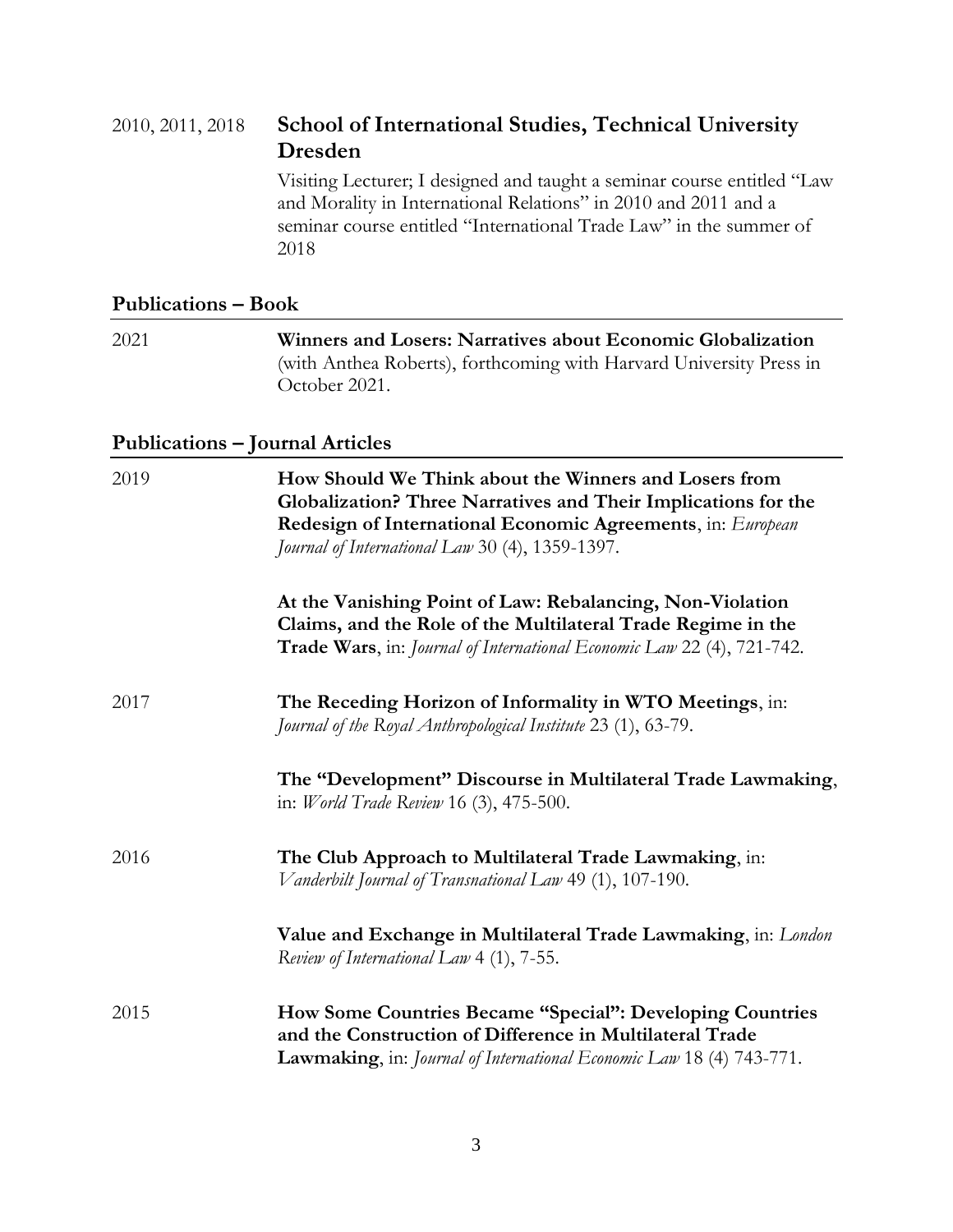2010, 2011, 2018 **School of International Studies, Technical University Dresden**

Visiting Lecturer; I designed and taught a seminar course entitled "Law and Morality in International Relations" in 2010 and 2011 and a seminar course entitled "International Trade Law" in the summer of 2018

## Publications – Book

2021 **Winners and Losers: Narratives about Economic Globalization** (with Anthea Roberts), forthcoming with Harvard University Press in October 2021.

## Publications – Journal Articles

2019 **How Should We Think about the Winners and Losers from Globalization? Three Narratives and Their Implications for the Redesign of International Economic Agreements**, in: *European Journal of International Law* 30 (4), 1359-1397.

**At the Vanishing Point of Law: Rebalancing, Non-Violation Claims, and the Role of the Multilateral Trade Regime in the Trade Wars**, in: *Journal of International Economic Law* 22 (4), 721-742.

2017 **The Receding Horizon of Informality in WTO Meetings**, in: *Journal of the Royal Anthropological Institute* 23 (1), 63-79.

**The "Development" Discourse in Multilateral Trade Lawmaking**, in: *World Trade Review* 16 (3), 475-500.

2016 **The Club Approach to Multilateral Trade Lawmaking**, in: *Vanderbilt Journal of Transnational Law* 49 (1), 107-190.

**Value and Exchange in Multilateral Trade Lawmaking**, in: *London Review of International Law* 4 (1), 7-55.

2015 **How Some Countries Became "Special": Developing Countries and the Construction of Difference in Multilateral Trade Lawmaking**, in: *Journal of International Economic Law* 18 (4) 743-771.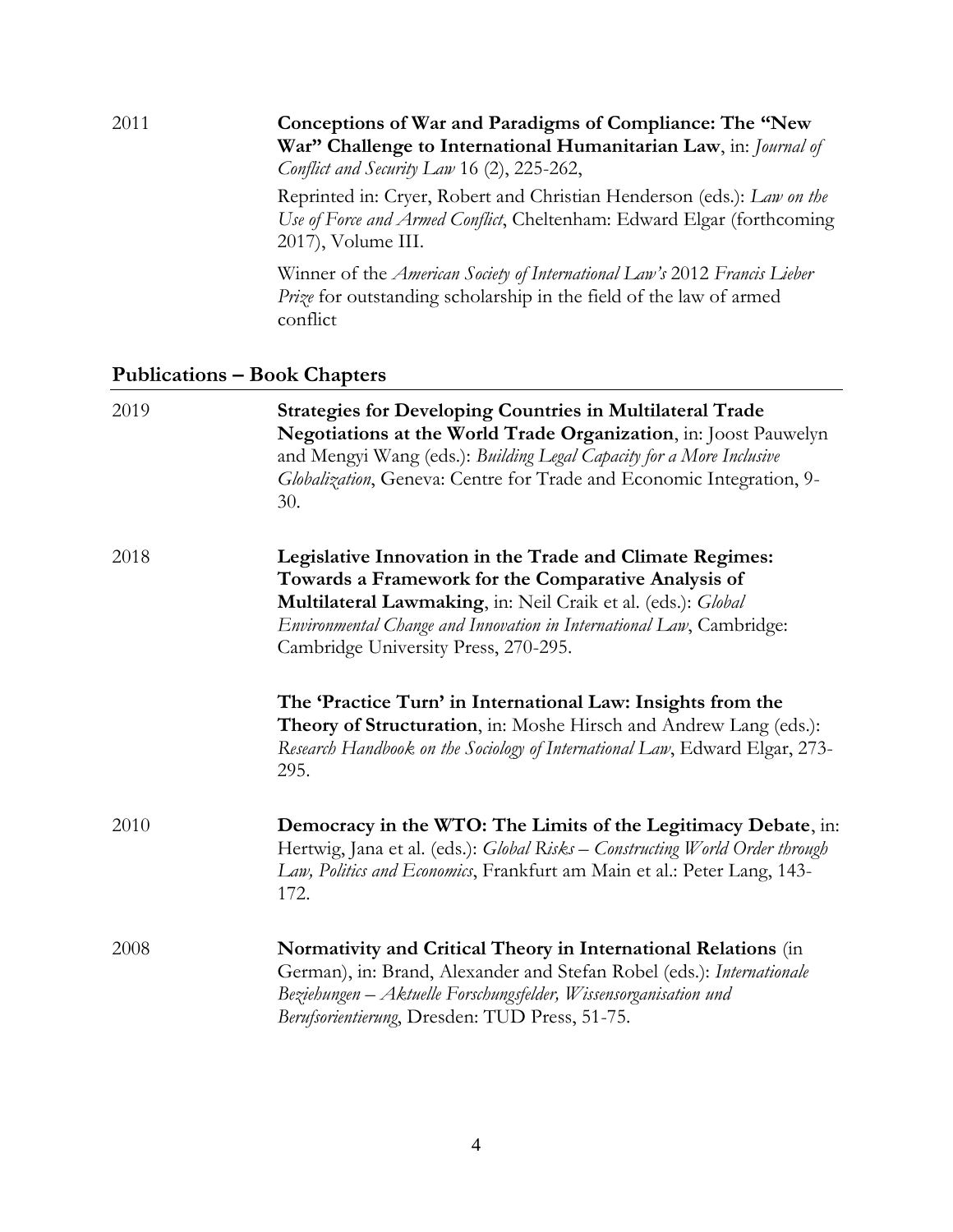2011 **Conceptions of War and Paradigms of Compliance: The "New War" Challenge to International Humanitarian Law**, in: *Journal of Conflict and Security Law* 16 (2), 225-262,

Reprinted in: Cryer, Robert and Christian Henderson (eds.): *Law on the Use of Force and Armed Conflict*, Cheltenham: Edward Elgar (forthcoming 2017), Volume III.

Winner of the *American Society of International Law's* 2012 *Francis Lieber Prize* for outstanding scholarship in the field of the law of armed conflict

## Publications – Book Chapters

2019 **Strategies for Developing Countries in Multilateral Trade Negotiations at the World Trade Organization**, in: Joost Pauwelyn and Mengyi Wang (eds.): *Building Legal Capacity for a More Inclusive Globalization*, Geneva: Centre for Trade and Economic Integration, 9-30.

2018 **Legislative Innovation in the Trade and Climate Regimes: Towards a Framework for the Comparative Analysis of Multilateral Lawmaking**, in: Neil Craik et al. (eds.): *Global Environmental Change and Innovation in International Law*, Cambridge: Cambridge University Press, 270-295.

**The 'Practice Turn' in International Law: Insights from the Theory of Structuration**, in: Moshe Hirsch and Andrew Lang (eds.): *Research Handbook on the Sociology of International Law*, Edward Elgar, 273-295.

2010 **Democracy in the WTO: The Limits of the Legitimacy Debate**, in: Hertwig, Jana et al. (eds.): *Global Risks – Constructing World Order through Law, Politics and Economics*, Frankfurt am Main et al.: Peter Lang, 143-172.

2008 **Normativity and Critical Theory in International Relations** (in German), in: Brand, Alexander and Stefan Robel (eds.): *Internationale Beziehungen – Aktuelle Forschungsfelder, Wissensorganisation und Berufsorientierung*, Dresden: TUD Press, 51-75.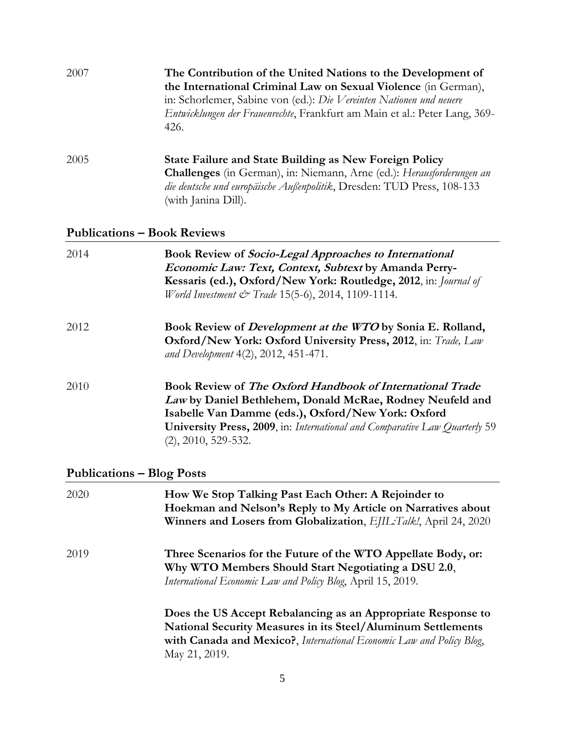2007 **The Contribution of the United Nations to the Development of the International Criminal Law on Sexual Violence** (in German), in: Schorlemer, Sabine von (ed.): *Die Vereinten Nationen und neuere Entwicklungen der Frauenrechte*, Frankfurt am Main et al.: Peter Lang, 369-426.

2005 **State Failure and State Building as New Foreign Policy Challenges** (in German), in: Niemann, Arne (ed.): *Herausforderungen an die deutsche und europäische Außenpolitik*, Dresden: TUD Press, 108-133 (with Janina Dill).

## Publications – Book Reviews

2014 **Book Review of *Socio-Legal Approaches to International Economic Law: Text, Context, Subtext* by Amanda Perry-Kessaris (ed.), Oxford/New York: Routledge, 2012**, in: *Journal of World Investment & Trade* 15(5-6), 2014, 1109-1114.

2012 **Book Review of *Development at the WTO* by Sonia E. Rolland, Oxford/New York: Oxford University Press, 2012**, in: *Trade, Law and Development* 4(2), 2012, 451-471.

2010 **Book Review of *The Oxford Handbook of International Trade Law* by Daniel Bethlehem, Donald McRae, Rodney Neufeld and Isabelle Van Damme (eds.), Oxford/New York: Oxford University Press, 2009**, in: *International and Comparative Law Quarterly* 59 (2), 2010, 529-532.

## Publications – Blog Posts

2020 **How We Stop Talking Past Each Other: A Rejoinder to Hoekman and Nelson's Reply to My Article on Narratives about Winners and Losers from Globalization**, *EJIL:Talk!*, April 24, 2020

2019 **Three Scenarios for the Future of the WTO Appellate Body, or: Why WTO Members Should Start Negotiating a DSU 2.0**, *International Economic Law and Policy Blog*, April 15, 2019.

**Does the US Accept Rebalancing as an Appropriate Response to National Security Measures in its Steel/Aluminum Settlements with Canada and Mexico?**, *International Economic Law and Policy Blog*, May 21, 2019.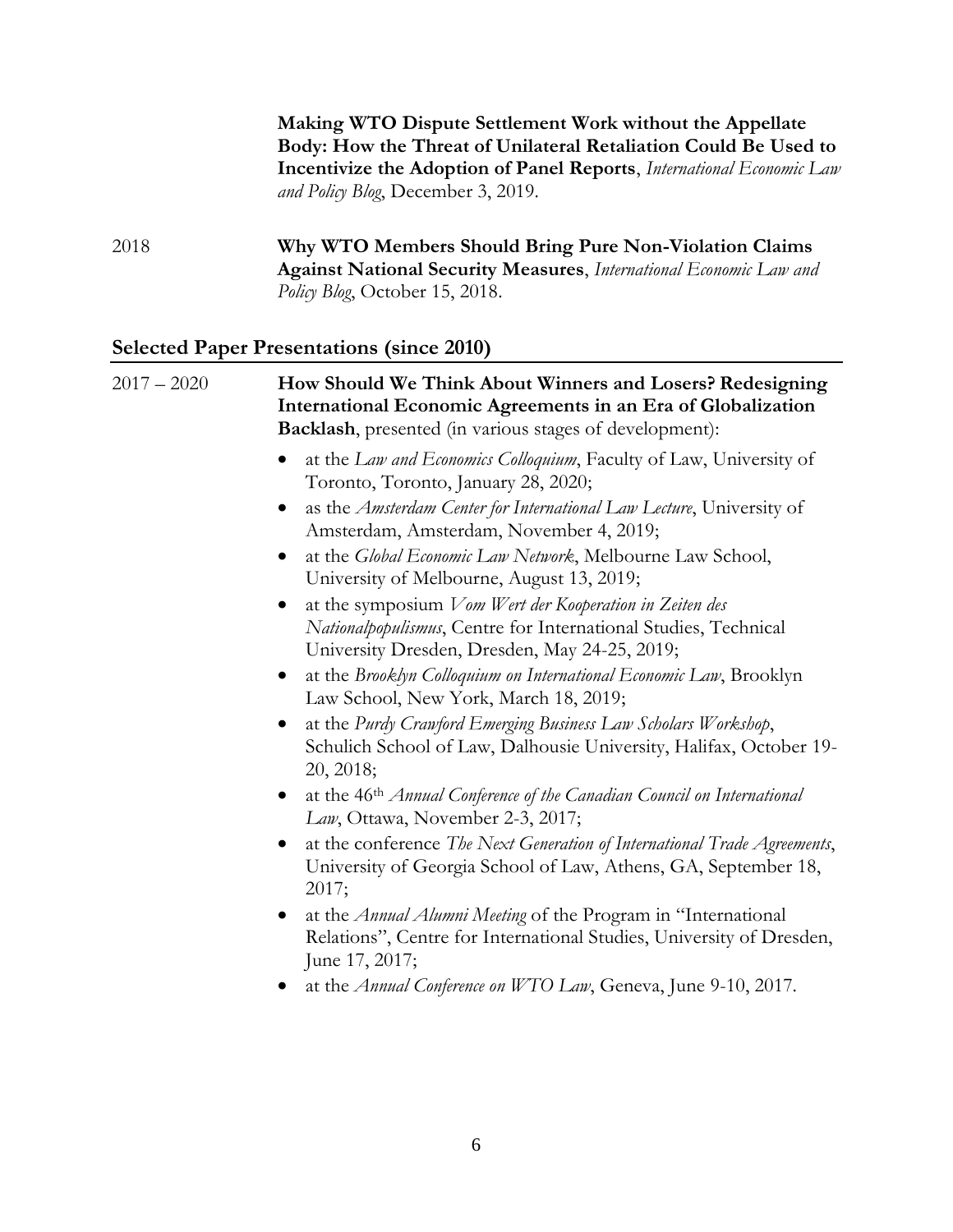**Making WTO Dispute Settlement Work without the Appellate Body: How the Threat of Unilateral Retaliation Could Be Used to Incentivize the Adoption of Panel Reports**, *International Economic Law and Policy Blog*, December 3, 2019.

2018 **Why WTO Members Should Bring Pure Non-Violation Claims Against National Security Measures**, *International Economic Law and Policy Blog*, October 15, 2018.

## Selected Paper Presentations (since 2010)

2017 – 2020 **How Should We Think About Winners and Losers? Redesigning International Economic Agreements in an Era of Globalization Backlash**, presented (in various stages of development):

- at the *Law and Economics Colloquium*, Faculty of Law, University of Toronto, Toronto, January 28, 2020;
- as the *Amsterdam Center for International Law Lecture*, University of Amsterdam, Amsterdam, November 4, 2019;
- at the *Global Economic Law Network*, Melbourne Law School, University of Melbourne, August 13, 2019;
- at the symposium *Vom Wert der Kooperation in Zeiten des Nationalpopulismus*, Centre for International Studies, Technical University Dresden, Dresden, May 24-25, 2019;
- at the *Brooklyn Colloquium on International Economic Law*, Brooklyn Law School, New York, March 18, 2019;
- at the *Purdy Crawford Emerging Business Law Scholars Workshop*, Schulich School of Law, Dalhousie University, Halifax, October 19-20, 2018;
- at the 46th *Annual Conference of the Canadian Council on International Law*, Ottawa, November 2-3, 2017;
- at the conference *The Next Generation of International Trade Agreements*, University of Georgia School of Law, Athens, GA, September 18, 2017;
- at the *Annual Alumni Meeting* of the Program in "International Relations", Centre for International Studies, University of Dresden, June 17, 2017;
- at the *Annual Conference on WTO Law*, Geneva, June 9-10, 2017.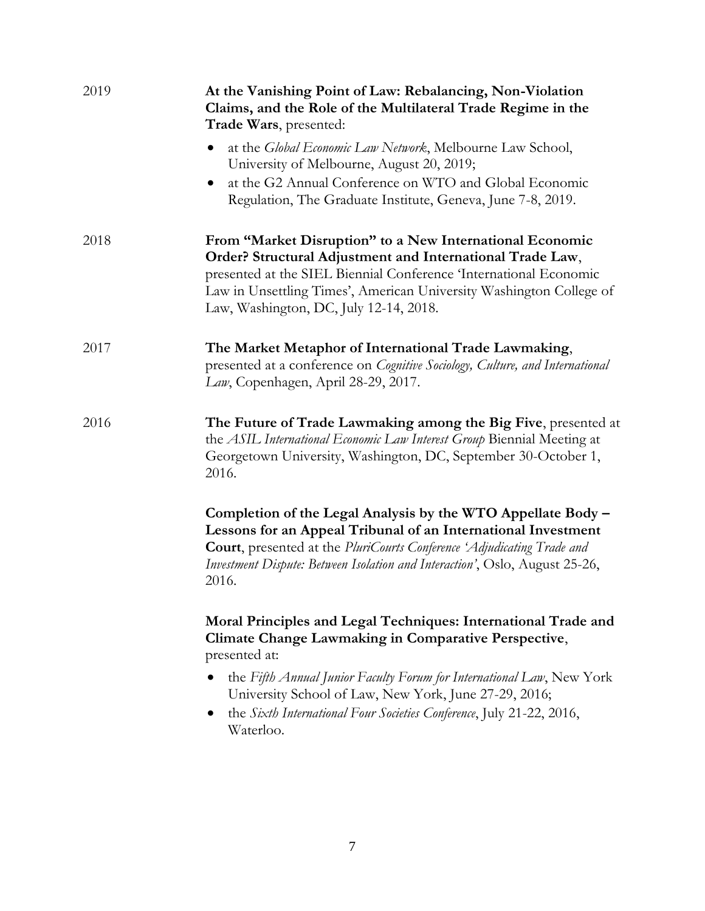2019

**At the Vanishing Point of Law: Rebalancing, Non-Violation Claims, and the Role of the Multilateral Trade Regime in the Trade Wars**, presented:

- at the *Global Economic Law Network*, Melbourne Law School, University of Melbourne, August 20, 2019;
- at the G2 Annual Conference on WTO and Global Economic Regulation, The Graduate Institute, Geneva, June 7-8, 2019.

2018

**From "Market Disruption" to a New International Economic Order? Structural Adjustment and International Trade Law**, presented at the SIEL Biennial Conference 'International Economic Law in Unsettling Times', American University Washington College of Law, Washington, DC, July 12-14, 2018.

2017

**The Market Metaphor of International Trade Lawmaking**, presented at a conference on *Cognitive Sociology, Culture, and International Law*, Copenhagen, April 28-29, 2017.

2016

**The Future of Trade Lawmaking among the Big Five**, presented at the *ASIL International Economic Law Interest Group* Biennial Meeting at Georgetown University, Washington, DC, September 30-October 1, 2016.

**Completion of the Legal Analysis by the WTO Appellate Body – Lessons for an Appeal Tribunal of an International Investment Court**, presented at the *PluriCourts Conference 'Adjudicating Trade and Investment Dispute: Between Isolation and Interaction'*, Oslo, August 25-26, 2016.

**Moral Principles and Legal Techniques: International Trade and Climate Change Lawmaking in Comparative Perspective**, presented at:

- the *Fifth Annual Junior Faculty Forum for International Law*, New York University School of Law, New York, June 27-29, 2016;
- the *Sixth International Four Societies Conference*, July 21-22, 2016, Waterloo.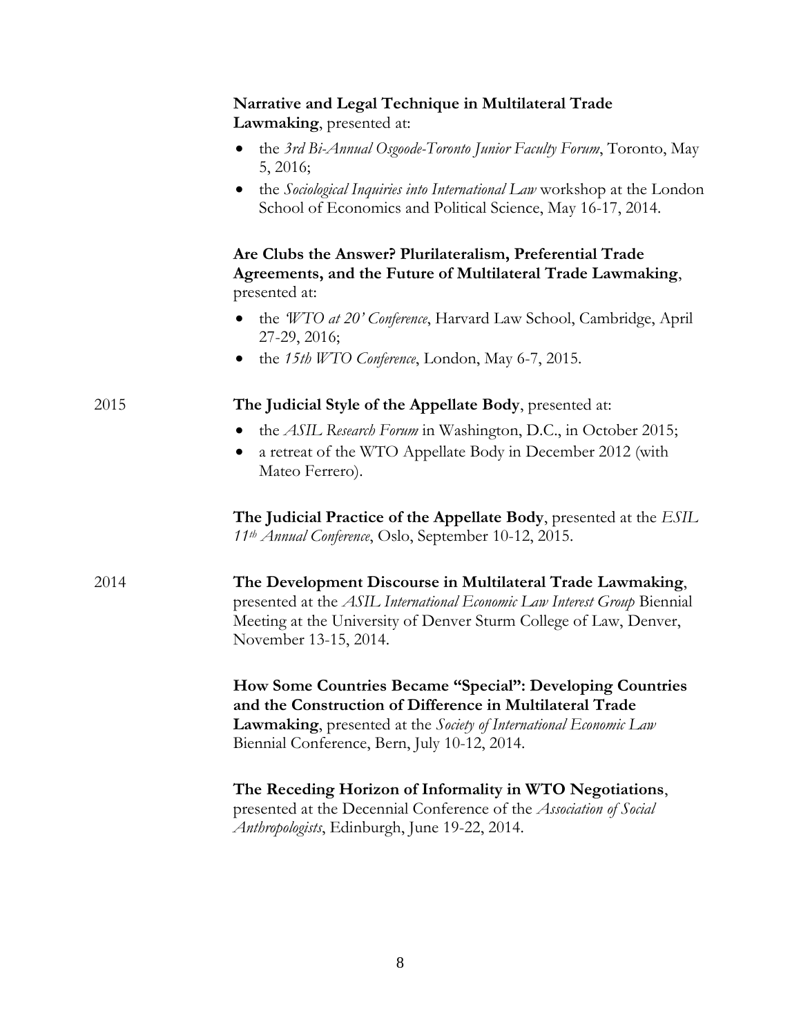**Narrative and Legal Technique in Multilateral Trade Lawmaking**, presented at:

- the *3rd Bi-Annual Osgoode-Toronto Junior Faculty Forum*, Toronto, May 5, 2016;
- the *Sociological Inquiries into International Law* workshop at the London School of Economics and Political Science, May 16-17, 2014.

**Are Clubs the Answer? Plurilateralism, Preferential Trade Agreements, and the Future of Multilateral Trade Lawmaking**, presented at:

- the *'WTO at 20' Conference*, Harvard Law School, Cambridge, April 27-29, 2016;
- the *15th WTO Conference*, London, May 6-7, 2015.

2015

**The Judicial Style of the Appellate Body**, presented at:

- the *ASIL Research Forum* in Washington, D.C., in October 2015;
- a retreat of the WTO Appellate Body in December 2012 (with Mateo Ferrero).

**The Judicial Practice of the Appellate Body**, presented at the *ESIL 11th Annual Conference*, Oslo, September 10-12, 2015.

2014

**The Development Discourse in Multilateral Trade Lawmaking**, presented at the *ASIL International Economic Law Interest Group* Biennial Meeting at the University of Denver Sturm College of Law, Denver, November 13-15, 2014.

**How Some Countries Became "Special": Developing Countries and the Construction of Difference in Multilateral Trade Lawmaking**, presented at the *Society of International Economic Law* Biennial Conference, Bern, July 10-12, 2014.

**The Receding Horizon of Informality in WTO Negotiations**, presented at the Decennial Conference of the *Association of Social Anthropologists*, Edinburgh, June 19-22, 2014.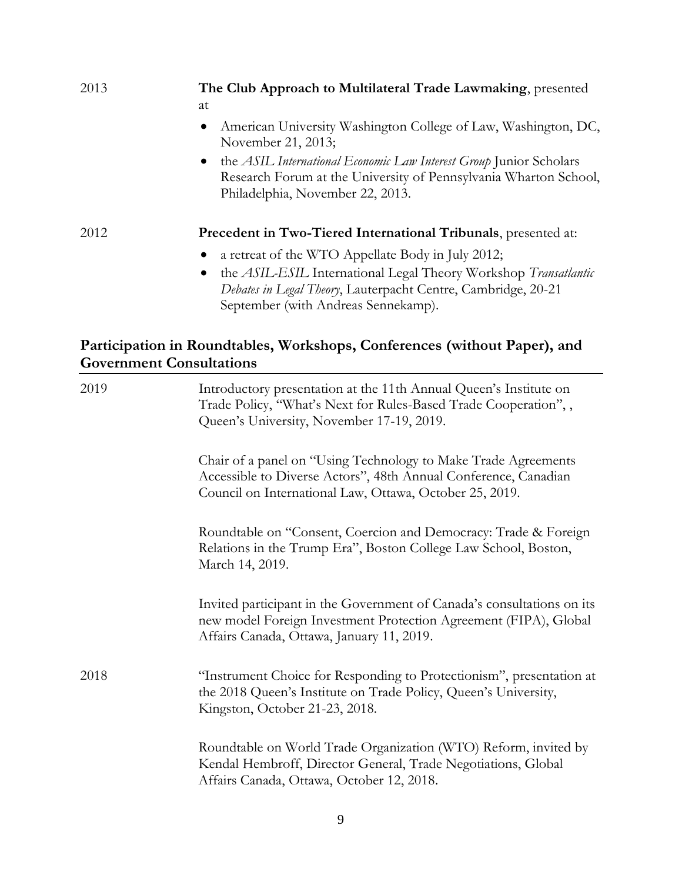2013 **The Club Approach to Multilateral Trade Lawmaking**, presented at

- American University Washington College of Law, Washington, DC, November 21, 2013;
- the *ASIL International Economic Law Interest Group* Junior Scholars Research Forum at the University of Pennsylvania Wharton School, Philadelphia, November 22, 2013.

2012 **Precedent in Two-Tiered International Tribunals**, presented at:

- a retreat of the WTO Appellate Body in July 2012;
- the *ASIL-ESIL* International Legal Theory Workshop *Transatlantic Debates in Legal Theory*, Lauterpacht Centre, Cambridge, 20-21 September (with Andreas Sennekamp).

## Participation in Roundtables, Workshops, Conferences (without Paper), and Government Consultations

2019

Introductory presentation at the 11th Annual Queen's Institute on Trade Policy, "What's Next for Rules-Based Trade Cooperation", , Queen's University, November 17-19, 2019.

Chair of a panel on "Using Technology to Make Trade Agreements Accessible to Diverse Actors", 48th Annual Conference, Canadian Council on International Law, Ottawa, October 25, 2019.

Roundtable on "Consent, Coercion and Democracy: Trade & Foreign Relations in the Trump Era", Boston College Law School, Boston, March 14, 2019.

Invited participant in the Government of Canada's consultations on its new model Foreign Investment Protection Agreement (FIPA), Global Affairs Canada, Ottawa, January 11, 2019.

2018

"Instrument Choice for Responding to Protectionism", presentation at the 2018 Queen's Institute on Trade Policy, Queen's University, Kingston, October 21-23, 2018.

Roundtable on World Trade Organization (WTO) Reform, invited by Kendal Hembroff, Director General, Trade Negotiations, Global Affairs Canada, Ottawa, October 12, 2018.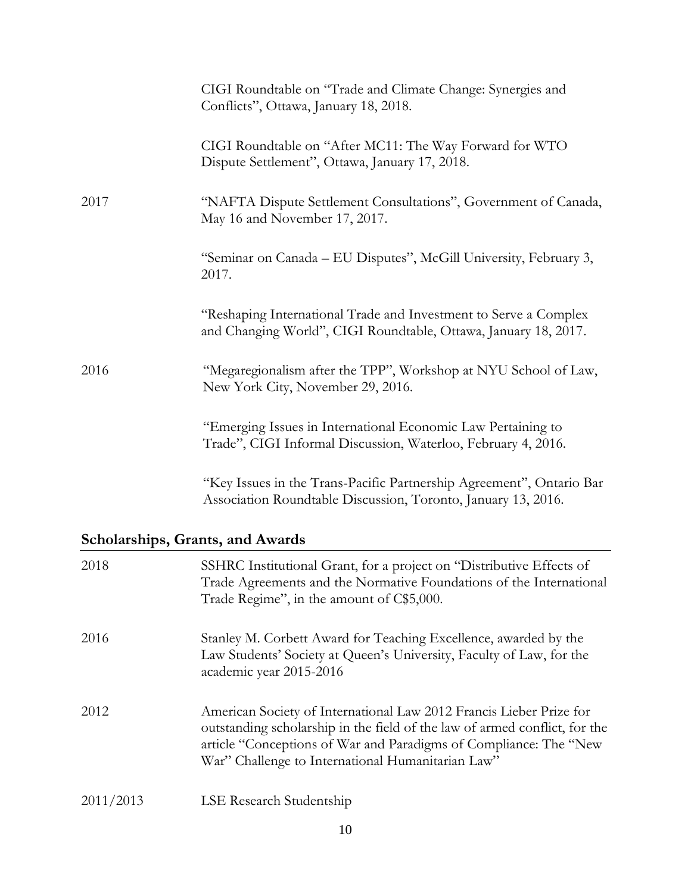| | |
|---|---|
| | CIGI Roundtable on "Trade and Climate Change: Synergies and Conflicts", Ottawa, January 18, 2018. |
| | CIGI Roundtable on "After MC11: The Way Forward for WTO Dispute Settlement", Ottawa, January 17, 2018. |
| 2017 | "NAFTA Dispute Settlement Consultations", Government of Canada, May 16 and November 17, 2017. |
| | "Seminar on Canada – EU Disputes", McGill University, February 3, 2017. |
| | "Reshaping International Trade and Investment to Serve a Complex and Changing World", CIGI Roundtable, Ottawa, January 18, 2017. |
| 2016 | "Megaregionalism after the TPP", Workshop at NYU School of Law, New York City, November 29, 2016. |
| | "Emerging Issues in International Economic Law Pertaining to Trade", CIGI Informal Discussion, Waterloo, February 4, 2016. |
| | "Key Issues in the Trans-Pacific Partnership Agreement", Ontario Bar Association Roundtable Discussion, Toronto, January 13, 2016. |

## Scholarships, Grants, and Awards

| | |
|---|---|
| 2018 | SSHRC Institutional Grant, for a project on "Distributive Effects of Trade Agreements and the Normative Foundations of the International Trade Regime", in the amount of C$5,000. |
| 2016 | Stanley M. Corbett Award for Teaching Excellence, awarded by the Law Students' Society at Queen's University, Faculty of Law, for the academic year 2015-2016 |
| 2012 | American Society of International Law 2012 Francis Lieber Prize for outstanding scholarship in the field of the law of armed conflict, for the article "Conceptions of War and Paradigms of Compliance: The "New War" Challenge to International Humanitarian Law" |
| 2011/2013 | LSE Research Studentship |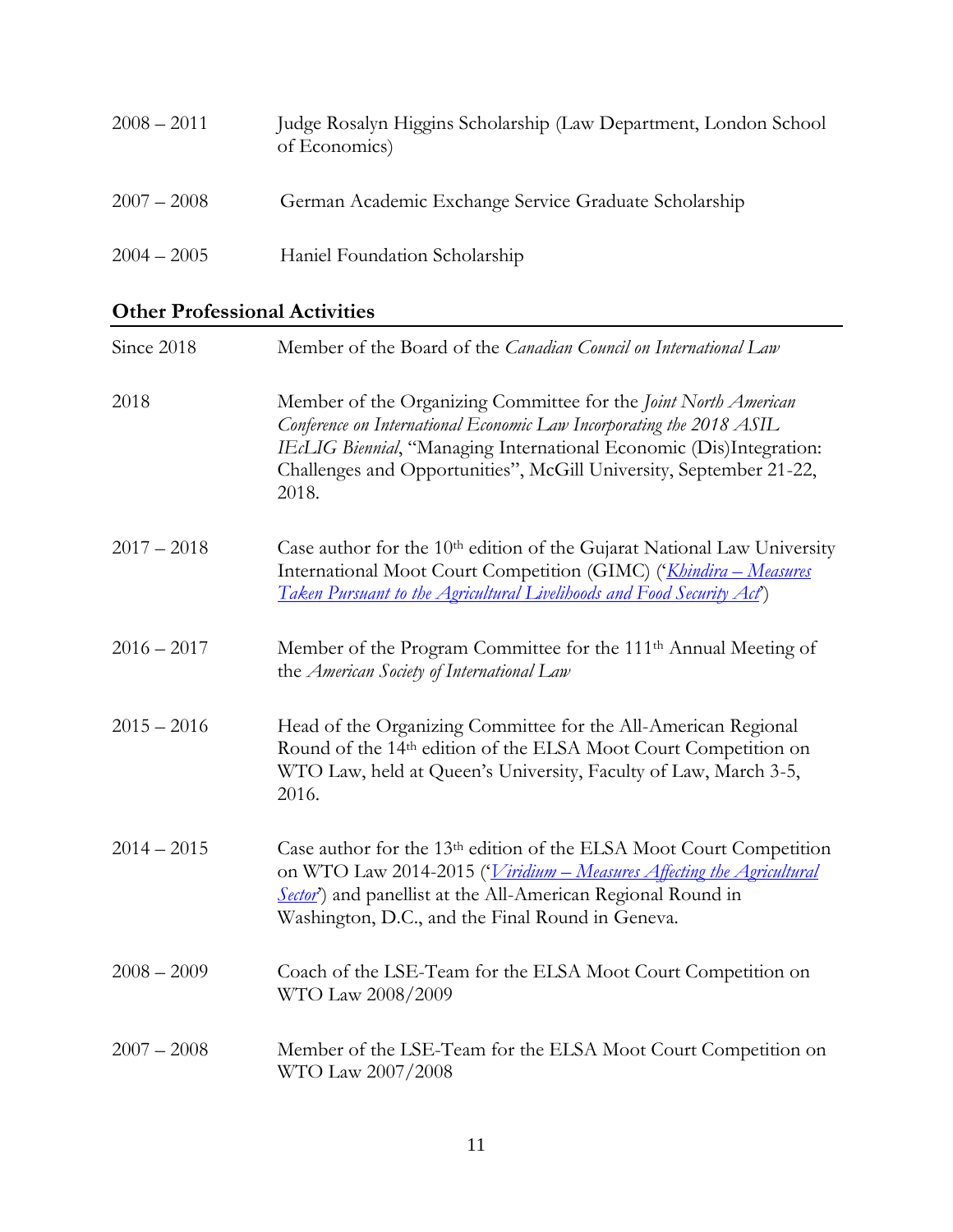| | |
|---|---|
| 2008 – 2011 | Judge Rosalyn Higgins Scholarship (Law Department, London School of Economics) |
| 2007 – 2008 | German Academic Exchange Service Graduate Scholarship |
| 2004 – 2005 | Haniel Foundation Scholarship |

## Other Professional Activities

| | |
|---|---|
| Since 2018 | Member of the Board of the *Canadian Council on International Law* |
| 2018 | Member of the Organizing Committee for the *Joint North American Conference on International Economic Law Incorporating the 2018 ASIL IEcLIG Biennial*, "Managing International Economic (Dis)Integration: Challenges and Opportunities", McGill University, September 21-22, 2018. |
| 2017 – 2018 | Case author for the 10th edition of the Gujarat National Law University International Moot Court Competition (GIMC) ('*Khindira – Measures Taken Pursuant to the Agricultural Livelihoods and Food Security Act*') |
| 2016 – 2017 | Member of the Program Committee for the 111th Annual Meeting of the *American Society of International Law* |
| 2015 – 2016 | Head of the Organizing Committee for the All-American Regional Round of the 14th edition of the ELSA Moot Court Competition on WTO Law, held at Queen's University, Faculty of Law, March 3-5, 2016. |
| 2014 – 2015 | Case author for the 13th edition of the ELSA Moot Court Competition on WTO Law 2014-2015 ('*Viridium – Measures Affecting the Agricultural Sector*') and panellist at the All-American Regional Round in Washington, D.C., and the Final Round in Geneva. |
| 2008 – 2009 | Coach of the LSE-Team for the ELSA Moot Court Competition on WTO Law 2008/2009 |
| 2007 – 2008 | Member of the LSE-Team for the ELSA Moot Court Competition on WTO Law 2007/2008 |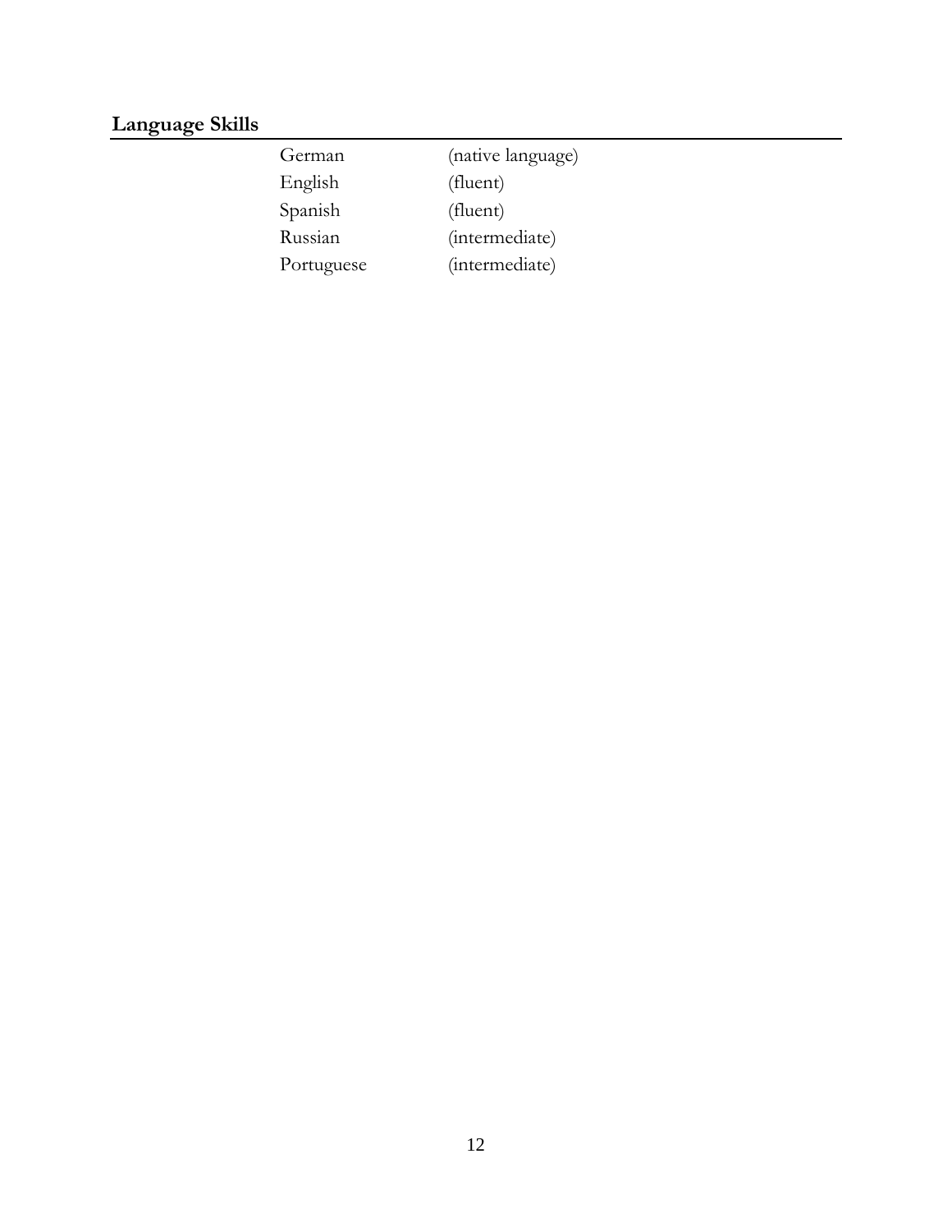## Language Skills

| | |
|---|---|
| German | (native language) |
| English | (fluent) |
| Spanish | (fluent) |
| Russian | (intermediate) |
| Portuguese | (intermediate) |